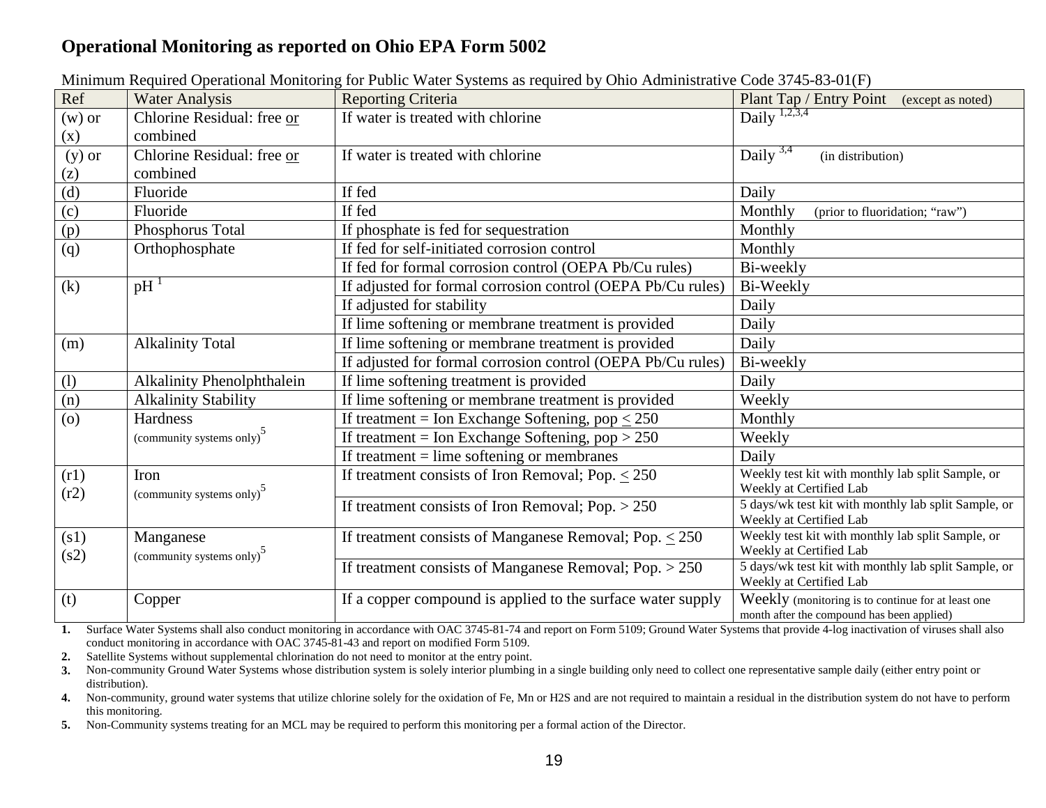## Operational Monitoring as reported on Ohio EPA Form 5002

Minimum Required Operational Monitoring for Public Water Systems as required by Ohio Administrative Code 3745-83-01(F)

| Ref | Water Analysis | Reporting Criteria | Plant Tap / Entry Point (except as noted) |
|---|---|---|---|
| (w) or (x) | Chlorine Residual: free or combined | If water is treated with chlorine | Daily [1,2,3,4] |
| (y) or (z) | Chlorine Residual: free or combined | If water is treated with chlorine | Daily [3,4] (in distribution) |
| (d) | Fluoride | If fed | Daily |
| (c) | Fluoride | If fed | Monthly (prior to fluoridation; "raw") |
| (p) | Phosphorus Total | If phosphate is fed for sequestration | Monthly |
| (q) | Orthophosphate | If fed for self-initiated corrosion control | Monthly |
| | | If fed for formal corrosion control (OEPA Pb/Cu rules) | Bi-weekly |
| (k) | pH [1] | If adjusted for formal corrosion control (OEPA Pb/Cu rules) | Bi-Weekly |
| | | If adjusted for stability | Daily |
| | | If lime softening or membrane treatment is provided | Daily |
| (m) | Alkalinity Total | If lime softening or membrane treatment is provided | Daily |
| | | If adjusted for formal corrosion control (OEPA Pb/Cu rules) | Bi-weekly |
| (l) | Alkalinity Phenolphthalein | If lime softening treatment is provided | Daily |
| (n) | Alkalinity Stability | If lime softening or membrane treatment is provided | Weekly |
| (o) | Hardness (community systems only)[5] | If treatment = Ion Exchange Softening, pop $\leq$ 250 | Monthly |
| | | If treatment = Ion Exchange Softening, pop > 250 | Weekly |
| | | If treatment = lime softening or membranes | Daily |
| (r1) (r2) | Iron (community systems only)[5] | If treatment consists of Iron Removal; Pop. $\leq$ 250 | Weekly test kit with monthly lab split Sample, or Weekly at Certified Lab |
| | | If treatment consists of Iron Removal; Pop. > 250 | 5 days/wk test kit with monthly lab split Sample, or Weekly at Certified Lab |
| (s1) (s2) | Manganese (community systems only)[5] | If treatment consists of Manganese Removal; Pop. $\leq$ 250 | Weekly test kit with monthly lab split Sample, or Weekly at Certified Lab |
| | | If treatment consists of Manganese Removal; Pop. > 250 | 5 days/wk test kit with monthly lab split Sample, or Weekly at Certified Lab |
| (t) | Copper | If a copper compound is applied to the surface water supply | Weekly (monitoring is to continue for at least one month after the compound has been applied) |

1. Surface Water Systems shall also conduct monitoring in accordance with OAC 3745-81-74 and report on Form 5109; Ground Water Systems that provide 4-log inactivation of viruses shall also conduct monitoring in accordance with OAC 3745-81-43 and report on modified Form 5109.
2. Satellite Systems without supplemental chlorination do not need to monitor at the entry point.
3. Non-community Ground Water Systems whose distribution system is solely interior plumbing in a single building only need to collect one representative sample daily (either entry point or distribution).
4. Non-community, ground water systems that utilize chlorine solely for the oxidation of Fe, Mn or H2S and are not required to maintain a residual in the distribution system do not have to perform this monitoring.
5. Non-Community systems treating for an MCL may be required to perform this monitoring per a formal action of the Director.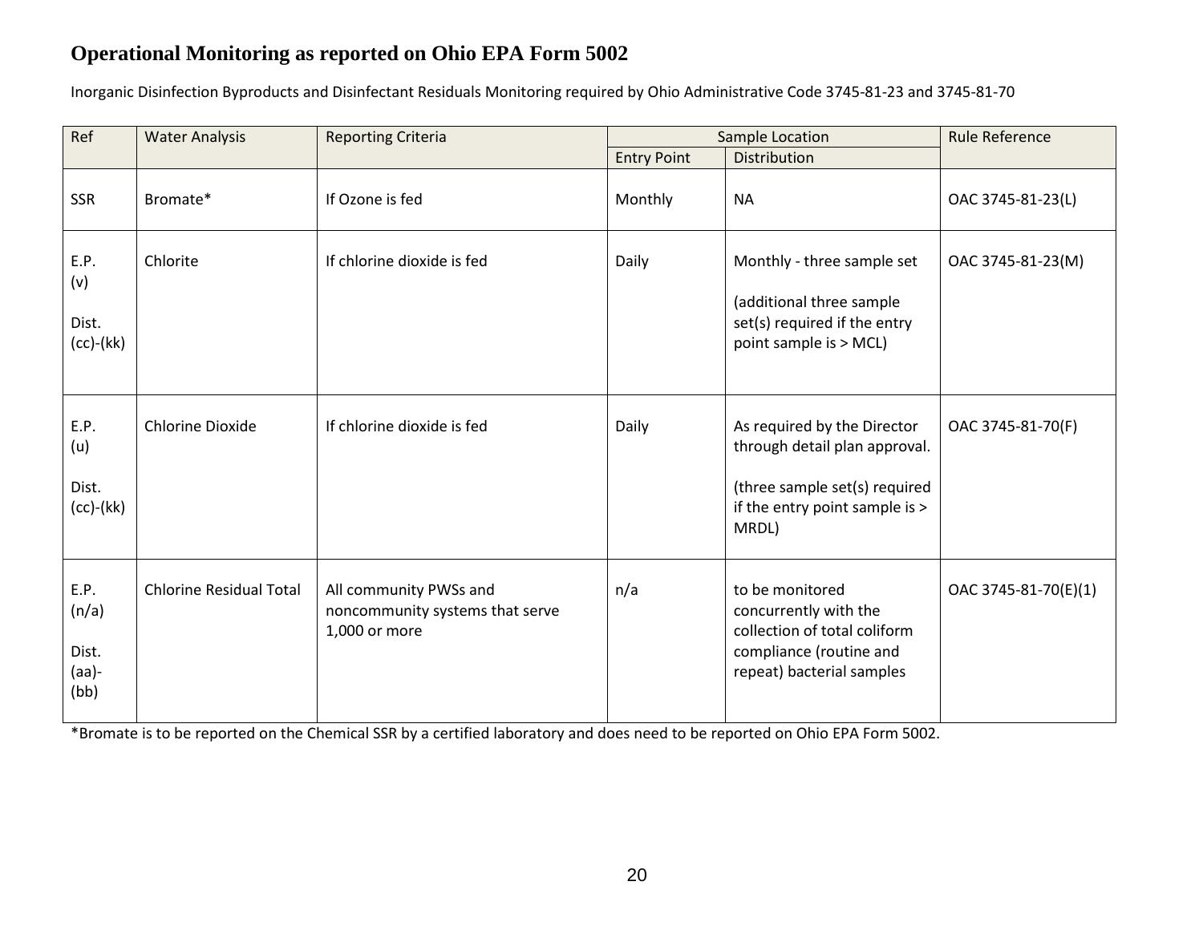## Operational Monitoring as reported on Ohio EPA Form 5002

Inorganic Disinfection Byproducts and Disinfectant Residuals Monitoring required by Ohio Administrative Code 3745-81-23 and 3745-81-70

| Ref | Water Analysis | Reporting Criteria | Sample Location | | Rule Reference |
|---|---|---|---|---|---|
| | | | Entry Point | Distribution | |
| SSR | Bromate* | If Ozone is fed | Monthly | NA | OAC 3745-81-23(L) |
| E.P. (v)<br><br>Dist. (cc)-(kk) | Chlorite | If chlorine dioxide is fed | Daily | Monthly - three sample set<br><br>(additional three sample set(s) required if the entry point sample is > MCL) | OAC 3745-81-23(M) |
| E.P. (u)<br><br>Dist. (cc)-(kk) | Chlorine Dioxide | If chlorine dioxide is fed | Daily | As required by the Director through detail plan approval.<br><br>(three sample set(s) required if the entry point sample is > MRDL) | OAC 3745-81-70(F) |
| E.P. (n/a)<br><br>Dist. (aa)-(bb) | Chlorine Residual Total | All community PWSs and noncommunity systems that serve 1,000 or more | n/a | to be monitored concurrently with the collection of total coliform compliance (routine and repeat) bacterial samples | OAC 3745-81-70(E)(1) |

*Bromate is to be reported on the Chemical SSR by a certified laboratory and does need to be reported on Ohio EPA Form 5002.